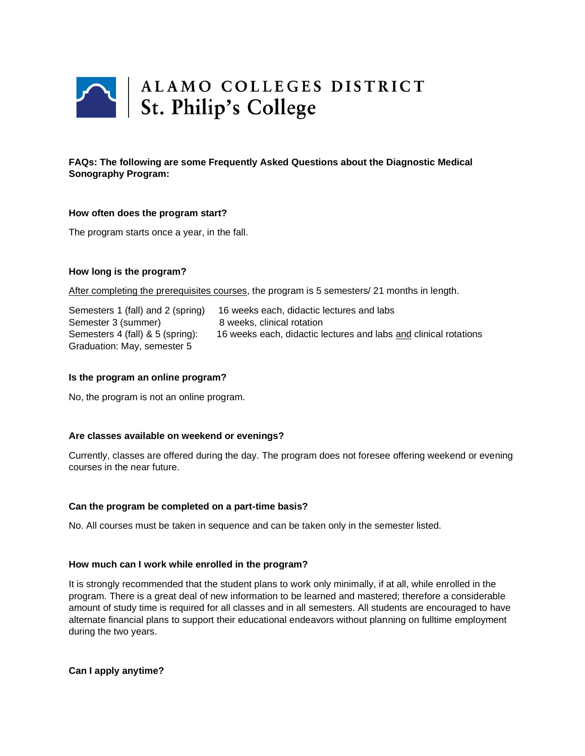ALAMO COLLEGES DISTRICT
St. Philip's College

**FAQs: The following are some Frequently Asked Questions about the Diagnostic Medical Sonography Program:**

**How often does the program start?**

The program starts once a year, in the fall.

**How long is the program?**

After completing the prerequisites courses, the program is 5 semesters/ 21 months in length.

| | |
|---|---|
| Semesters 1 (fall) and 2 (spring) | 16 weeks each, didactic lectures and labs |
| Semester 3 (summer) | 8 weeks, clinical rotation |
| Semesters 4 (fall) & 5 (spring): | 16 weeks each, didactic lectures and labs and clinical rotations |
| Graduation: May, semester 5 | |

**Is the program an online program?**

No, the program is not an online program.

**Are classes available on weekend or evenings?**

Currently, classes are offered during the day. The program does not foresee offering weekend or evening courses in the near future.

**Can the program be completed on a part-time basis?**

No. All courses must be taken in sequence and can be taken only in the semester listed.

**How much can I work while enrolled in the program?**

It is strongly recommended that the student plans to work only minimally, if at all, while enrolled in the program. There is a great deal of new information to be learned and mastered; therefore a considerable amount of study time is required for all classes and in all semesters. All students are encouraged to have alternate financial plans to support their educational endeavors without planning on fulltime employment during the two years.

**Can I apply anytime?**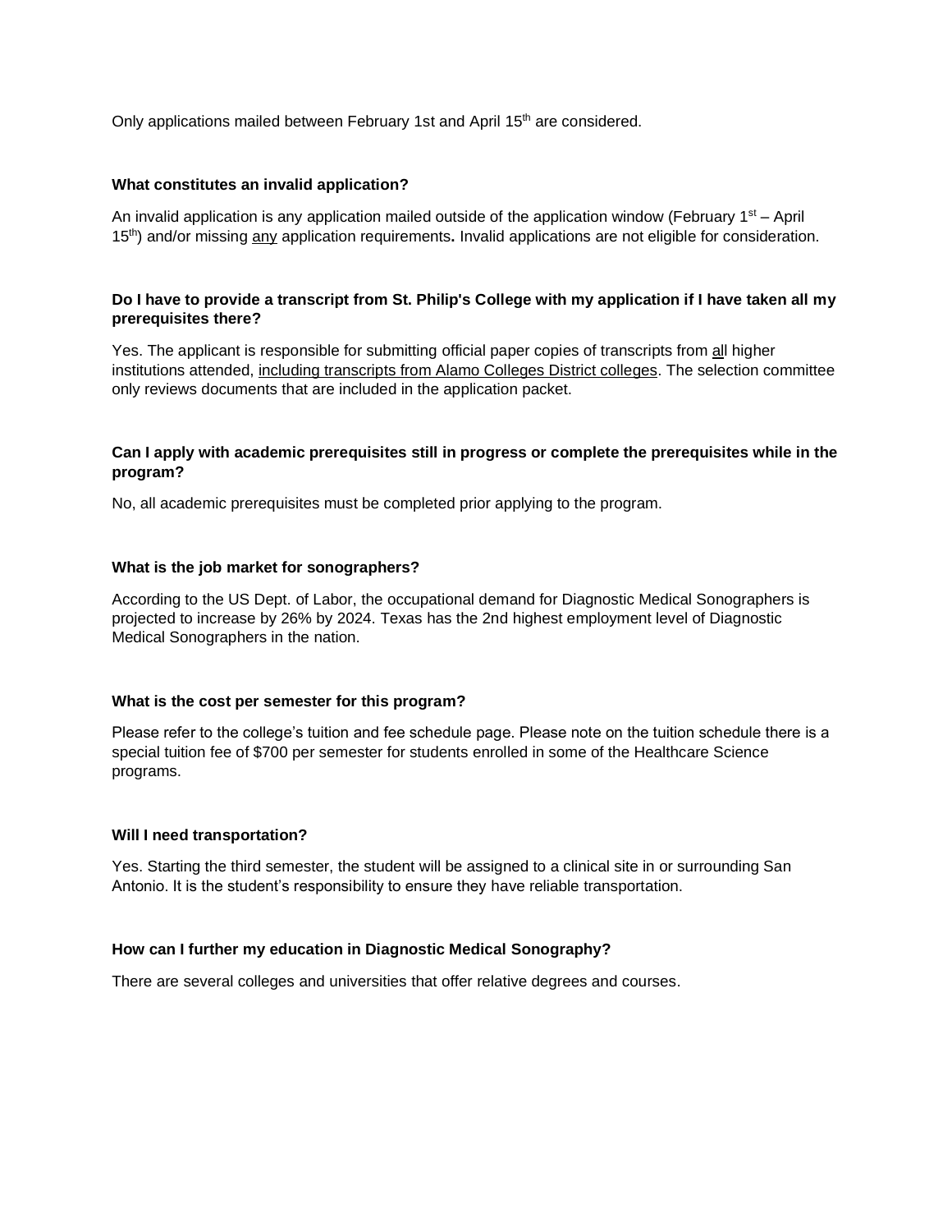Only applications mailed between February 1st and April 15th are considered.

**What constitutes an invalid application?**

An invalid application is any application mailed outside of the application window (February 1st – April 15th) and/or missing any application requirements**.** Invalid applications are not eligible for consideration.

**Do I have to provide a transcript from St. Philip's College with my application if I have taken all my prerequisites there?**

Yes. The applicant is responsible for submitting official paper copies of transcripts from all higher institutions attended, including transcripts from Alamo Colleges District colleges. The selection committee only reviews documents that are included in the application packet.

**Can I apply with academic prerequisites still in progress or complete the prerequisites while in the program?**

No, all academic prerequisites must be completed prior applying to the program.

**What is the job market for sonographers?**

According to the US Dept. of Labor, the occupational demand for Diagnostic Medical Sonographers is projected to increase by 26% by 2024. Texas has the 2nd highest employment level of Diagnostic Medical Sonographers in the nation.

**What is the cost per semester for this program?**

Please refer to the college's tuition and fee schedule page. Please note on the tuition schedule there is a special tuition fee of $700 per semester for students enrolled in some of the Healthcare Science programs.

**Will I need transportation?**

Yes. Starting the third semester, the student will be assigned to a clinical site in or surrounding San Antonio. It is the student's responsibility to ensure they have reliable transportation.

**How can I further my education in Diagnostic Medical Sonography?**

There are several colleges and universities that offer relative degrees and courses.